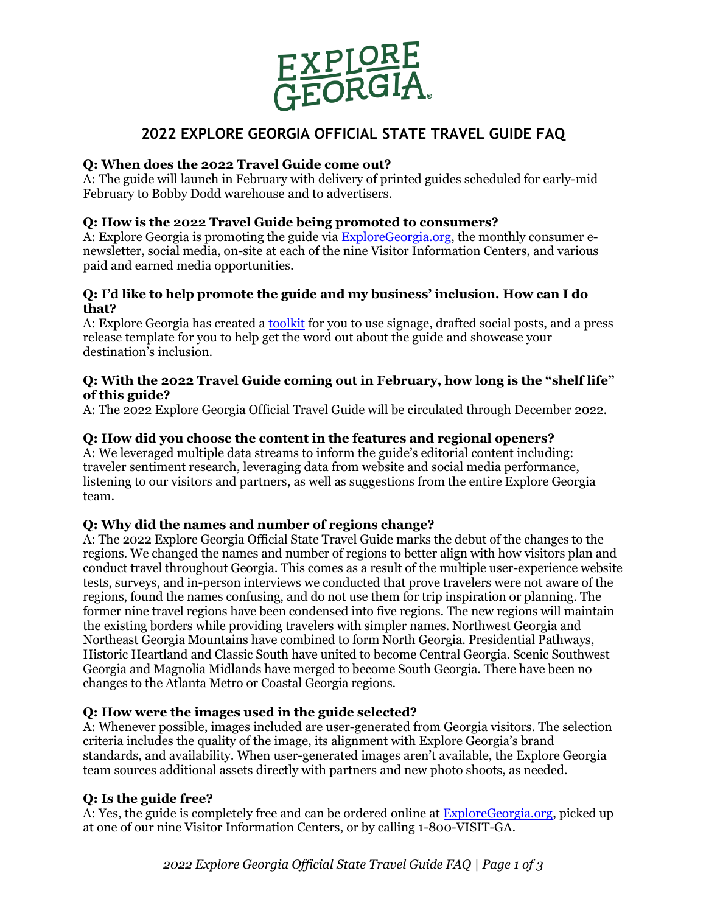# 2022 EXPLORE GEORGIA OFFICIAL STATE TRAVEL GUIDE FAQ

**Q: When does the 2022 Travel Guide come out?**
A: The guide will launch in February with delivery of printed guides scheduled for early-mid February to Bobby Dodd warehouse and to advertisers.

**Q: How is the 2022 Travel Guide being promoted to consumers?**
A: Explore Georgia is promoting the guide via ExploreGeorgia.org, the monthly consumer e-newsletter, social media, on-site at each of the nine Visitor Information Centers, and various paid and earned media opportunities.

**Q: I'd like to help promote the guide and my business' inclusion. How can I do that?**
A: Explore Georgia has created a toolkit for you to use signage, drafted social posts, and a press release template for you to help get the word out about the guide and showcase your destination's inclusion.

**Q: With the 2022 Travel Guide coming out in February, how long is the "shelf life" of this guide?**
A: The 2022 Explore Georgia Official Travel Guide will be circulated through December 2022.

**Q: How did you choose the content in the features and regional openers?**
A: We leveraged multiple data streams to inform the guide's editorial content including: traveler sentiment research, leveraging data from website and social media performance, listening to our visitors and partners, as well as suggestions from the entire Explore Georgia team.

**Q: Why did the names and number of regions change?**
A: The 2022 Explore Georgia Official State Travel Guide marks the debut of the changes to the regions. We changed the names and number of regions to better align with how visitors plan and conduct travel throughout Georgia. This comes as a result of the multiple user-experience website tests, surveys, and in-person interviews we conducted that prove travelers were not aware of the regions, found the names confusing, and do not use them for trip inspiration or planning. The former nine travel regions have been condensed into five regions. The new regions will maintain the existing borders while providing travelers with simpler names. Northwest Georgia and Northeast Georgia Mountains have combined to form North Georgia. Presidential Pathways, Historic Heartland and Classic South have united to become Central Georgia. Scenic Southwest Georgia and Magnolia Midlands have merged to become South Georgia. There have been no changes to the Atlanta Metro or Coastal Georgia regions.

**Q: How were the images used in the guide selected?**
A: Whenever possible, images included are user-generated from Georgia visitors. The selection criteria includes the quality of the image, its alignment with Explore Georgia's brand standards, and availability. When user-generated images aren't available, the Explore Georgia team sources additional assets directly with partners and new photo shoots, as needed.

**Q: Is the guide free?**
A: Yes, the guide is completely free and can be ordered online at ExploreGeorgia.org, picked up at one of our nine Visitor Information Centers, or by calling 1-800-VISIT-GA.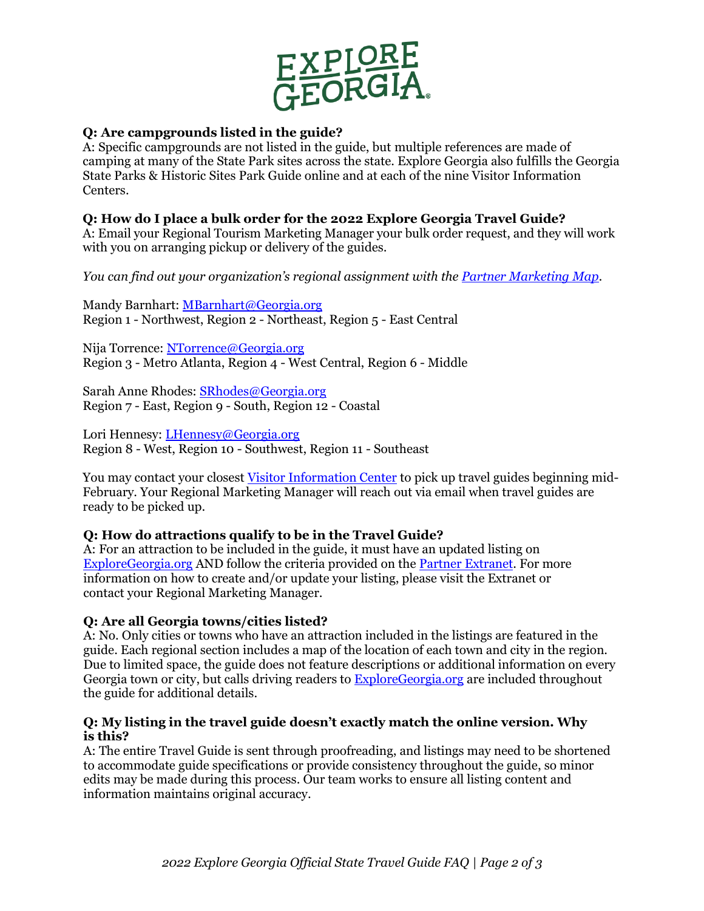**Q: Are campgrounds listed in the guide?**
A: Specific campgrounds are not listed in the guide, but multiple references are made of camping at many of the State Park sites across the state. Explore Georgia also fulfills the Georgia State Parks & Historic Sites Park Guide online and at each of the nine Visitor Information Centers.

**Q: How do I place a bulk order for the 2022 Explore Georgia Travel Guide?**
A: Email your Regional Tourism Marketing Manager your bulk order request, and they will work with you on arranging pickup or delivery of the guides.

*You can find out your organization's regional assignment with the [Partner Marketing Map](#).*

Mandy Barnhart: [MBarnhart@Georgia.org](mailto:MBarnhart@Georgia.org)
Region 1 - Northwest, Region 2 - Northeast, Region 5 - East Central

Nija Torrence: [NTorrence@Georgia.org](mailto:NTorrence@Georgia.org)
Region 3 - Metro Atlanta, Region 4 - West Central, Region 6 - Middle

Sarah Anne Rhodes: [SRhodes@Georgia.org](mailto:SRhodes@Georgia.org)
Region 7 - East, Region 9 - South, Region 12 - Coastal

Lori Hennesy: [LHennesy@Georgia.org](mailto:LHennesy@Georgia.org)
Region 8 - West, Region 10 - Southwest, Region 11 - Southeast

You may contact your closest [Visitor Information Center](#) to pick up travel guides beginning mid-February. Your Regional Marketing Manager will reach out via email when travel guides are ready to be picked up.

**Q: How do attractions qualify to be in the Travel Guide?**
A: For an attraction to be included in the guide, it must have an updated listing on [ExploreGeorgia.org](#) AND follow the criteria provided on the [Partner Extranet](#). For more information on how to create and/or update your listing, please visit the Extranet or contact your Regional Marketing Manager.

**Q: Are all Georgia towns/cities listed?**
A: No. Only cities or towns who have an attraction included in the listings are featured in the guide. Each regional section includes a map of the location of each town and city in the region. Due to limited space, the guide does not feature descriptions or additional information on every Georgia town or city, but calls driving readers to [ExploreGeorgia.org](#) are included throughout the guide for additional details.

**Q: My listing in the travel guide doesn't exactly match the online version. Why is this?**
A: The entire Travel Guide is sent through proofreading, and listings may need to be shortened to accommodate guide specifications or provide consistency throughout the guide, so minor edits may be made during this process. Our team works to ensure all listing content and information maintains original accuracy.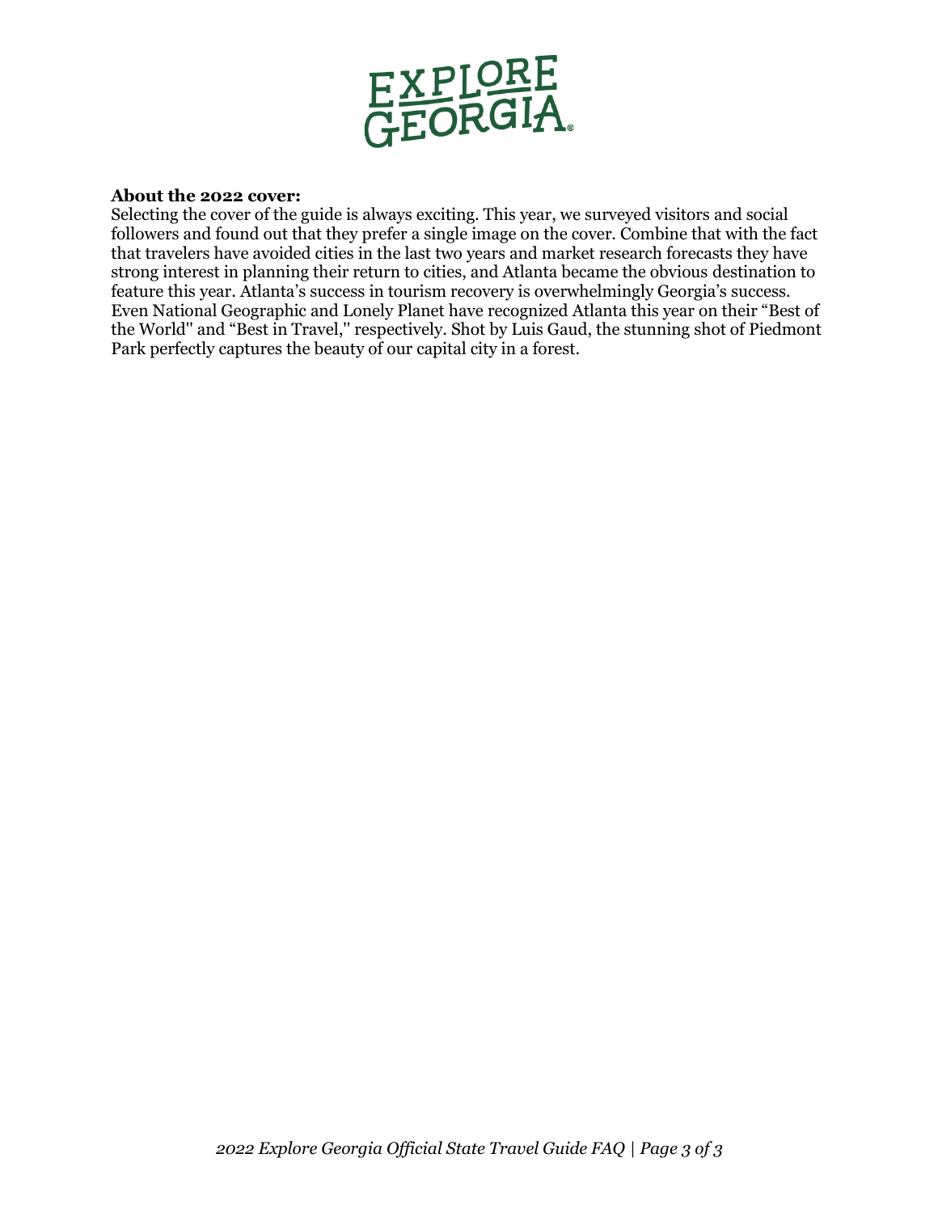**About the 2022 cover:**

Selecting the cover of the guide is always exciting. This year, we surveyed visitors and social followers and found out that they prefer a single image on the cover. Combine that with the fact that travelers have avoided cities in the last two years and market research forecasts they have strong interest in planning their return to cities, and Atlanta became the obvious destination to feature this year. Atlanta's success in tourism recovery is overwhelmingly Georgia's success. Even National Geographic and Lonely Planet have recognized Atlanta this year on their "Best of the World" and "Best in Travel," respectively. Shot by Luis Gaud, the stunning shot of Piedmont Park perfectly captures the beauty of our capital city in a forest.